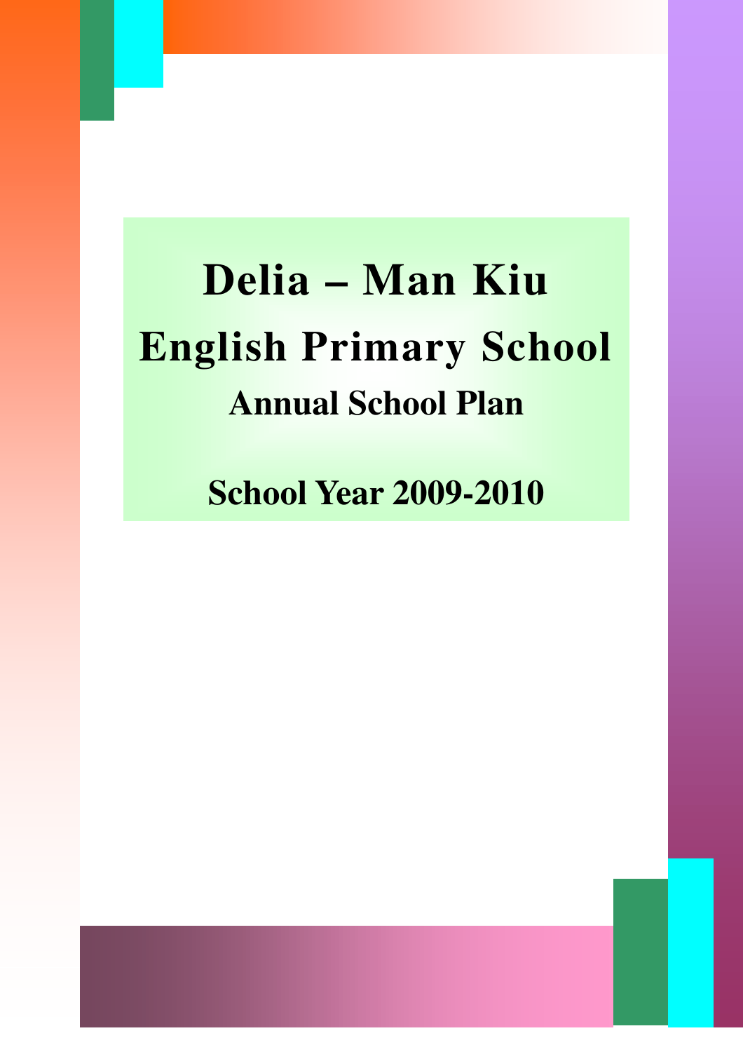# Delia – Man Kiu

# English Primary School

## Annual School Plan

## School Year 2009-2010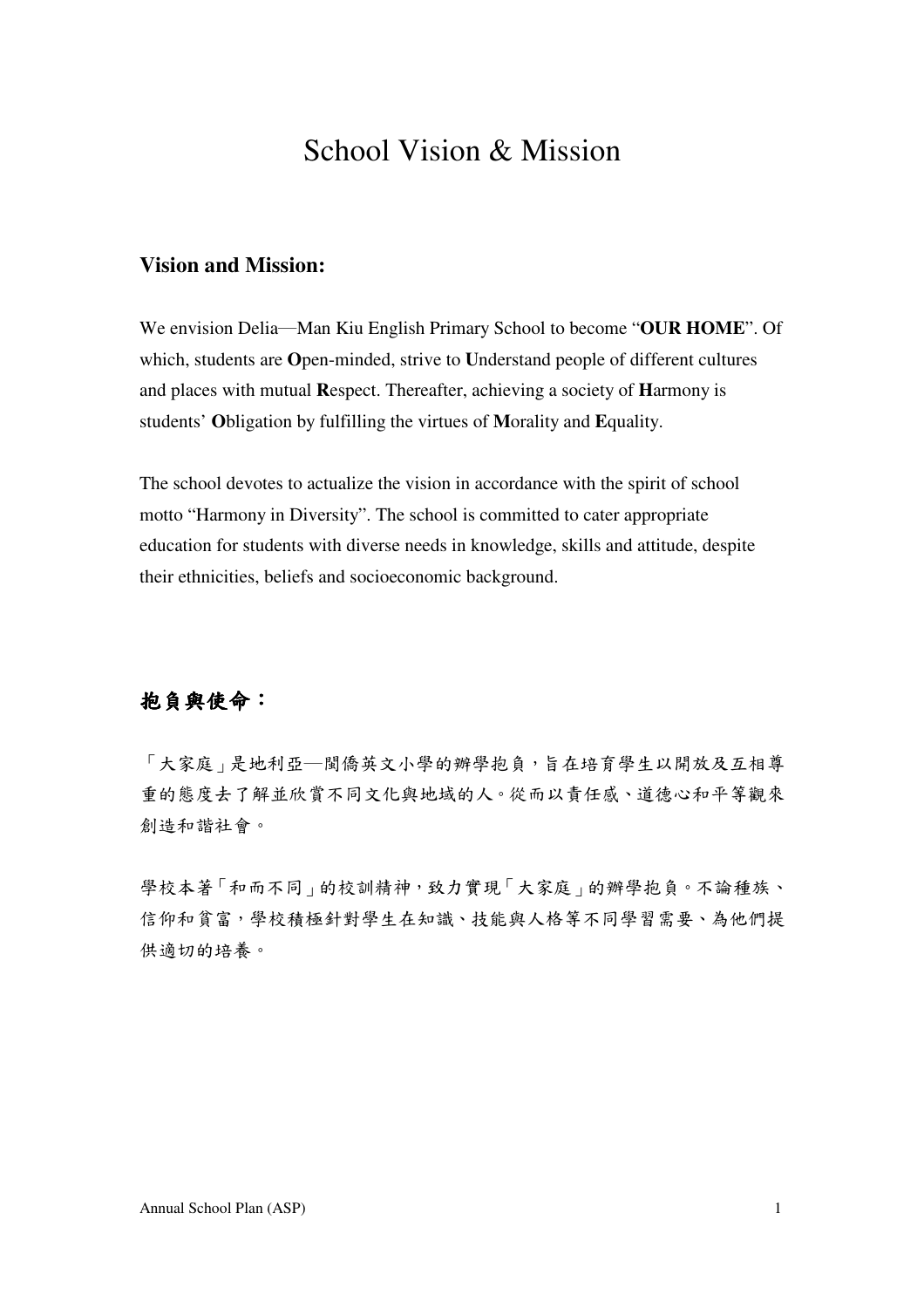# School Vision & Mission

### Vision and Mission:

We envision Delia—Man Kiu English Primary School to become “**OUR HOME**”. Of which, students are **O**pen-minded, strive to **U**nderstand people of different cultures and places with mutual **R**espect. Thereafter, achieving a society of **H**armony is students’ **O**bligation by fulfilling the virtues of **M**orality and **E**quality.

The school devotes to actualize the vision in accordance with the spirit of school motto “Harmony in Diversity”. The school is committed to cater appropriate education for students with diverse needs in knowledge, skills and attitude, despite their ethnicities, beliefs and socioeconomic background.

### 抱負與使命：

「大家庭」是地利亞—閩僑英文小學的辦學抱負，旨在培育學生以開放及互相尊重的態度去了解並欣賞不同文化與地域的人。從而以責任感、道德心和平等觀來創造和諧社會。

學校本著「和而不同」的校訓精神，致力實現「大家庭」的辦學抱負。不論種族、信仰和貧富，學校積極針對學生在知識、技能與人格等不同學習需要、為他們提供適切的培養。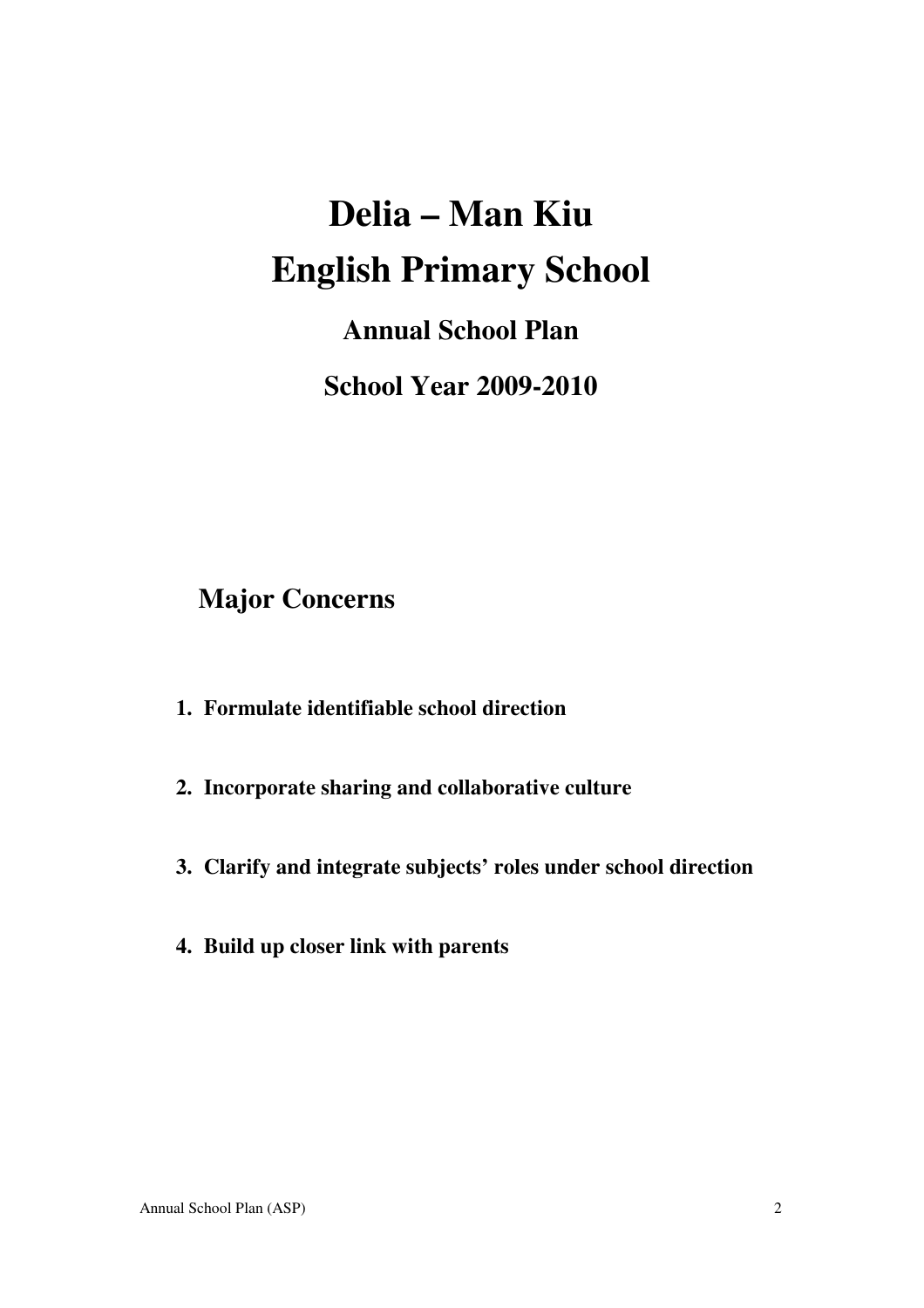# Delia – Man Kiu English Primary School

## Annual School Plan

## School Year 2009-2010

## Major Concerns

1. **Formulate identifiable school direction**

2. **Incorporate sharing and collaborative culture**

3. **Clarify and integrate subjects' roles under school direction**

4. **Build up closer link with parents**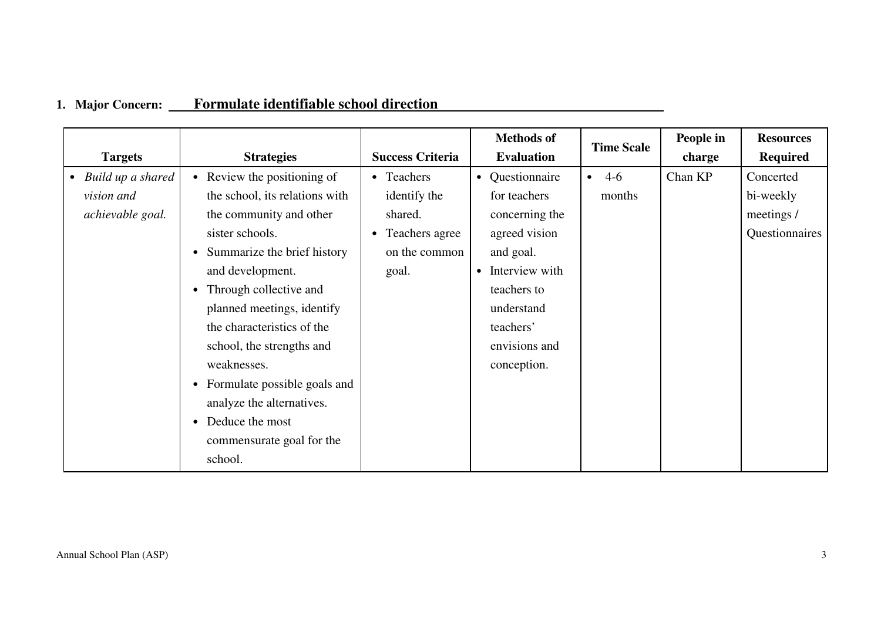**1. Major Concern: Formulate identifiable school direction**

| Targets | Strategies | Success Criteria | Methods of Evaluation | Time Scale | People in charge | Resources Required |
|---|---|---|---|---|---|---|
| • *Build up a shared vision and achievable goal.* | • Review the positioning of the school, its relations with the community and other sister schools.<br>• Summarize the brief history and development.<br>• Through collective and planned meetings, identify the characteristics of the school, the strengths and weaknesses.<br>• Formulate possible goals and analyze the alternatives.<br>• Deduce the most commensurate goal for the school. | • Teachers identify the shared.<br>• Teachers agree on the common goal. | • Questionnaire for teachers concerning the agreed vision and goal.<br>• Interview with teachers to understand teachers' envisions and conception. | • 4-6 months | Chan KP | Concerted bi-weekly meetings / Questionnaires |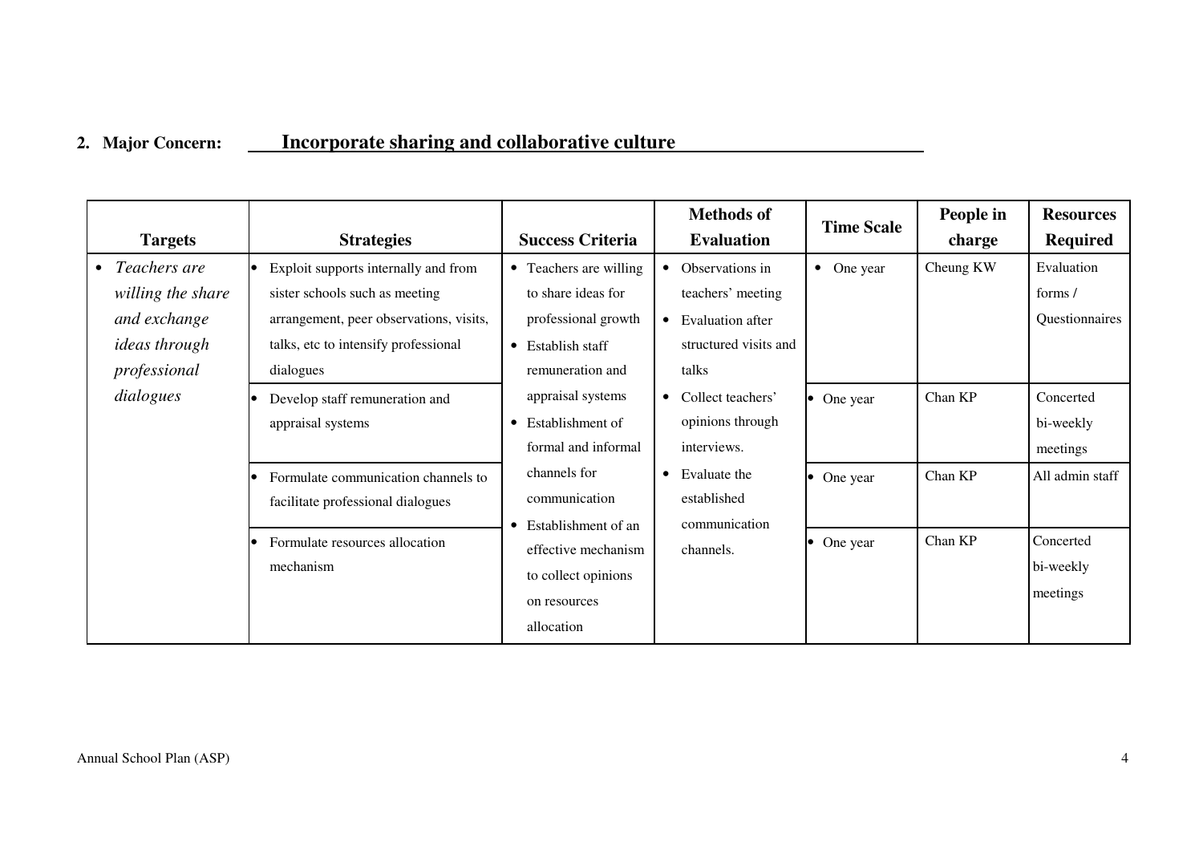**2. Major Concern:** **<u>Incorporate sharing and collaborative culture</u>**

| Targets | Strategies | Success Criteria | Methods of Evaluation | Time Scale | People in charge | Resources Required |
|---|---|---|---|---|---|---|
| • *Teachers are willing the share and exchange ideas through professional dialogues* | • Exploit supports internally and from sister schools such as meeting arrangement, peer observations, visits, talks, etc to intensify professional dialogues | • Teachers are willing to share ideas for professional growth<br>• Establish staff remuneration and appraisal systems<br>• Establishment of formal and informal channels for communication<br>• Establishment of an effective mechanism to collect opinions on resources allocation | • Observations in teachers' meeting<br>• Evaluation after structured visits and talks<br>• Collect teachers' opinions through interviews.<br>• Evaluate the established communication channels. | • One year | Cheung KW | Evaluation forms / Questionnaires |
| | • Develop staff remuneration and appraisal systems | | | • One year | Chan KP | Concerted bi-weekly meetings |
| | • Formulate communication channels to facilitate professional dialogues | | | • One year | Chan KP | All admin staff |
| | • Formulate resources allocation mechanism | | | • One year | Chan KP | Concerted bi-weekly meetings |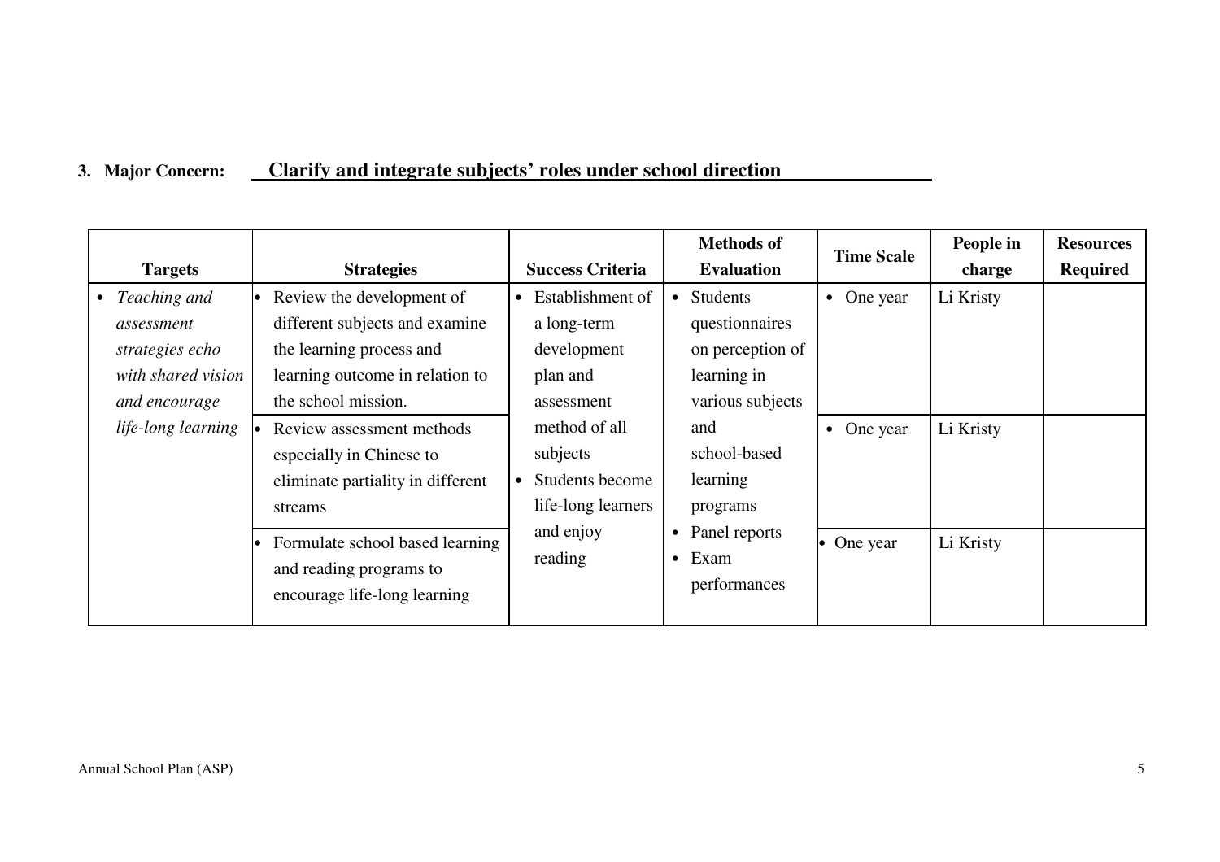**3. Major Concern:** **Clarify and integrate subjects' roles under school direction**

| Targets | Strategies | Success Criteria | Methods of Evaluation | Time Scale | People in charge | Resources Required |
|---|---|---|---|---|---|---|
| • *Teaching and assessment strategies echo with shared vision and encourage life-long learning* | • Review the development of different subjects and examine the learning process and learning outcome in relation to the school mission. | • Establishment of a long-term development plan and assessment method of all subjects<br>• Students become life-long learners and enjoy reading | • Students questionnaires on perception of learning in various subjects and school-based learning programs<br>• Panel reports<br>• Exam performances | • One year | Li Kristy | |
| | • Review assessment methods especially in Chinese to eliminate partiality in different streams | | | • One year | Li Kristy | |
| | • Formulate school based learning and reading programs to encourage life-long learning | | | • One year | Li Kristy | |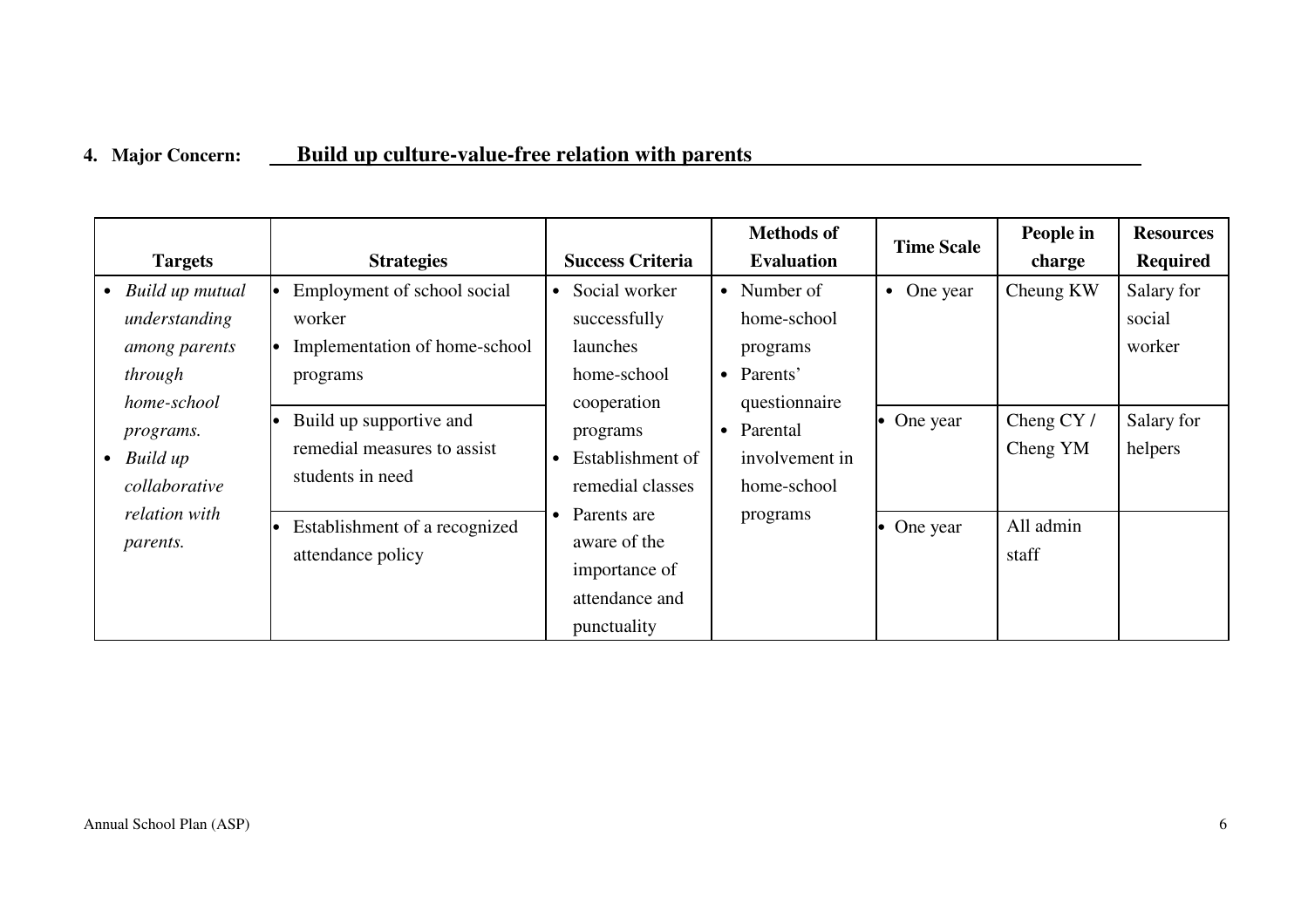**4. Major Concern:** **Build up culture-value-free relation with parents**

| Targets | Strategies | Success Criteria | Methods of Evaluation | Time Scale | People in charge | Resources Required |
|---|---|---|---|---|---|---|
| • *Build up mutual understanding among parents through home-school programs.*<br>• *Build up collaborative relation with parents.* | • Employment of school social worker<br>• Implementation of home-school programs | • Social worker successfully launches home-school cooperation programs<br>• Establishment of remedial classes<br>• Parents are aware of the importance of attendance and punctuality | • Number of home-school programs<br>• Parents' questionnaire<br>• Parental involvement in home-school programs | • One year | Cheung KW | Salary for social worker |
| | • Build up supportive and remedial measures to assist students in need | | | • One year | Cheng CY / Cheng YM | Salary for helpers |
| | • Establishment of a recognized attendance policy | | | • One year | All admin staff | |